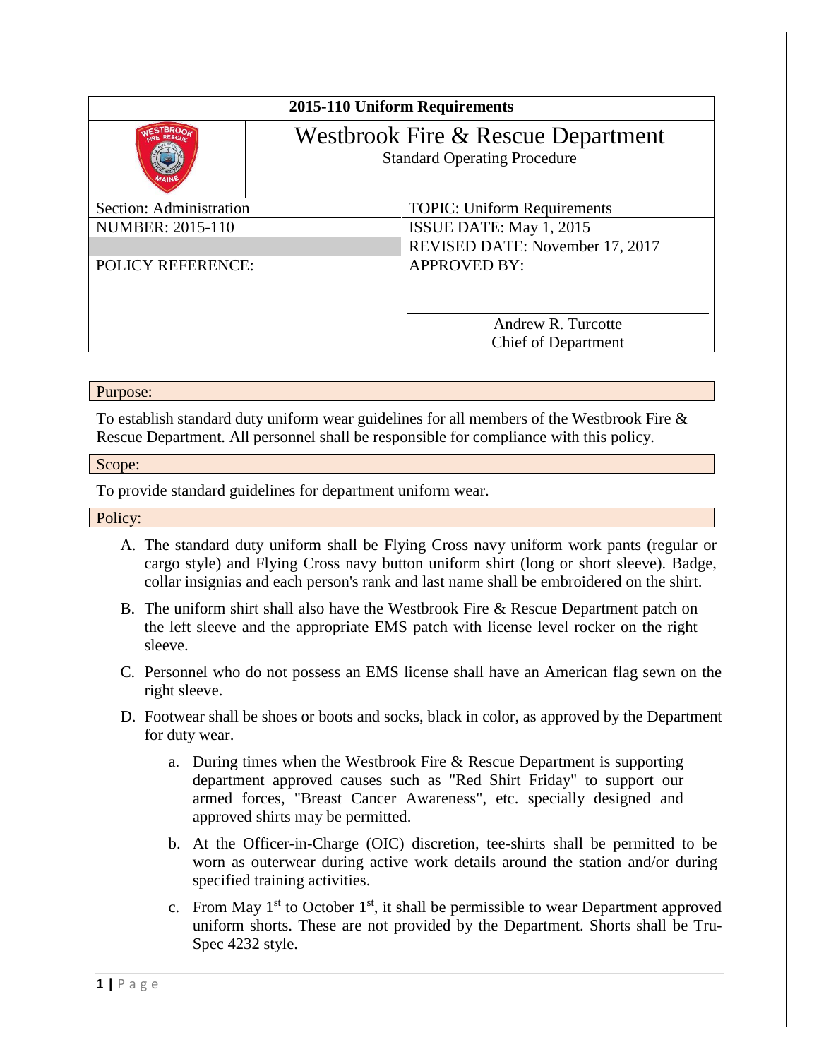| 2015-110 Uniform Requirements | |
|---|---|
| | Westbrook Fire & Rescue Department<br>Standard Operating Procedure |
| Section: Administration | TOPIC: Uniform Requirements |
| NUMBER: 2015-110 | ISSUE DATE: May 1, 2015 |
| | REVISED DATE: November 17, 2017 |
| POLICY REFERENCE: | APPROVED BY:<br><br>Andrew R. Turcotte<br>Chief of Department |

## Purpose:

To establish standard duty uniform wear guidelines for all members of the Westbrook Fire & Rescue Department. All personnel shall be responsible for compliance with this policy.

## Scope:

To provide standard guidelines for department uniform wear.

## Policy:

A. The standard duty uniform shall be Flying Cross navy uniform work pants (regular or cargo style) and Flying Cross navy button uniform shirt (long or short sleeve). Badge, collar insignias and each person's rank and last name shall be embroidered on the shirt.

B. The uniform shirt shall also have the Westbrook Fire & Rescue Department patch on the left sleeve and the appropriate EMS patch with license level rocker on the right sleeve.

C. Personnel who do not possess an EMS license shall have an American flag sewn on the right sleeve.

D. Footwear shall be shoes or boots and socks, black in color, as approved by the Department for duty wear.

   a. During times when the Westbrook Fire & Rescue Department is supporting department approved causes such as "Red Shirt Friday" to support our armed forces, "Breast Cancer Awareness", etc. specially designed and approved shirts may be permitted.

   b. At the Officer-in-Charge (OIC) discretion, tee-shirts shall be permitted to be worn as outerwear during active work details around the station and/or during specified training activities.

   c. From May 1st to October 1st, it shall be permissible to wear Department approved uniform shorts. These are not provided by the Department. Shorts shall be Tru-Spec 4232 style.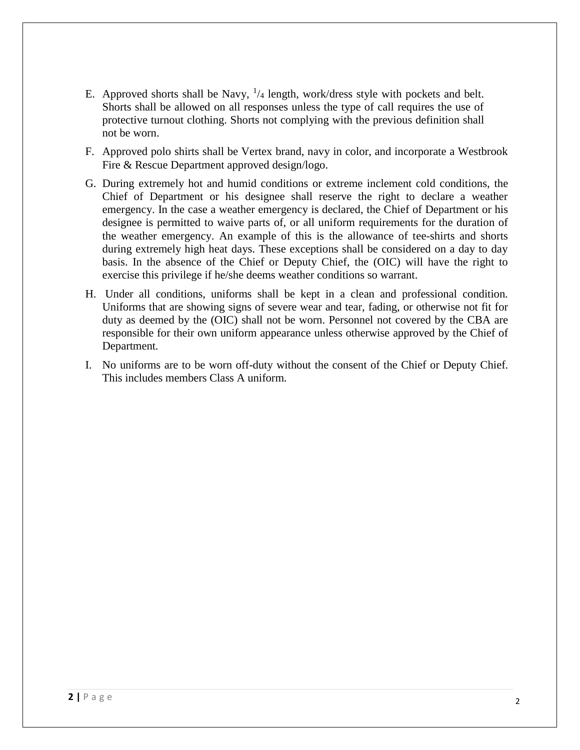E. Approved shorts shall be Navy, $^{1}/_{4}$ length, work/dress style with pockets and belt. Shorts shall be allowed on all responses unless the type of call requires the use of protective turnout clothing. Shorts not complying with the previous definition shall not be worn.

F. Approved polo shirts shall be Vertex brand, navy in color, and incorporate a Westbrook Fire & Rescue Department approved design/logo.

G. During extremely hot and humid conditions or extreme inclement cold conditions, the Chief of Department or his designee shall reserve the right to declare a weather emergency. In the case a weather emergency is declared, the Chief of Department or his designee is permitted to waive parts of, or all uniform requirements for the duration of the weather emergency. An example of this is the allowance of tee-shirts and shorts during extremely high heat days. These exceptions shall be considered on a day to day basis. In the absence of the Chief or Deputy Chief, the (OIC) will have the right to exercise this privilege if he/she deems weather conditions so warrant.

H. Under all conditions, uniforms shall be kept in a clean and professional condition. Uniforms that are showing signs of severe wear and tear, fading, or otherwise not fit for duty as deemed by the (OIC) shall not be worn. Personnel not covered by the CBA are responsible for their own uniform appearance unless otherwise approved by the Chief of Department.

I. No uniforms are to be worn off-duty without the consent of the Chief or Deputy Chief. This includes members Class A uniform.